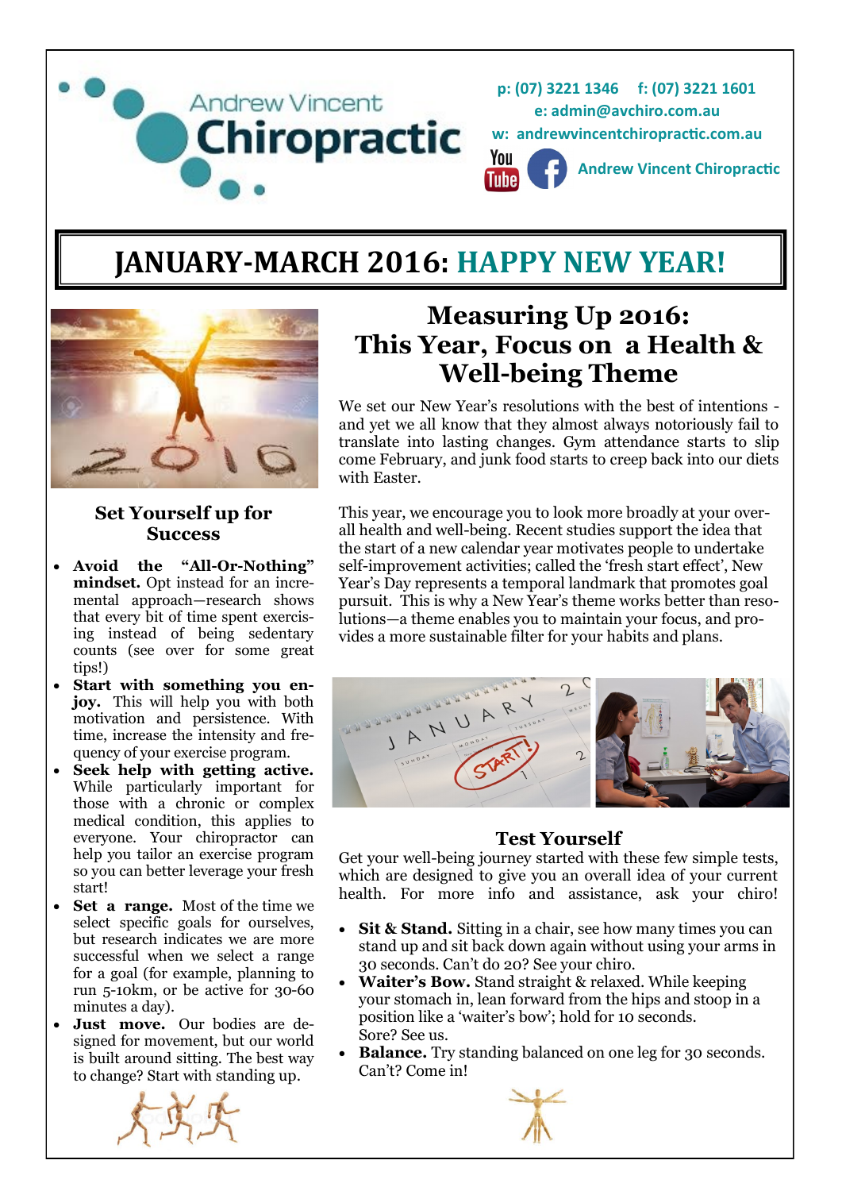Andrew Vincent Chiropractic

p: (07) 3221 1346 f: (07) 3221 1601
e: admin@avchiro.com.au
w: andrewvincentchiropractic.com.au
Andrew Vincent Chiropractic

# JANUARY-MARCH 2016: HAPPY NEW YEAR!

## Measuring Up 2016: This Year, Focus on a Health & Well-being Theme

We set our New Year's resolutions with the best of intentions - and yet we all know that they almost always notoriously fail to translate into lasting changes. Gym attendance starts to slip come February, and junk food starts to creep back into our diets with Easter.

This year, we encourage you to look more broadly at your overall health and well-being. Recent studies support the idea that the start of a new calendar year motivates people to undertake self-improvement activities; called the 'fresh start effect', New Year's Day represents a temporal landmark that promotes goal pursuit. This is why a New Year's theme works better than resolutions—a theme enables you to maintain your focus, and provides a more sustainable filter for your habits and plans.

### Set Yourself up for Success

- **Avoid the "All-Or-Nothing" mindset.** Opt instead for an incremental approach—research shows that every bit of time spent exercising instead of being sedentary counts (see over for some great tips!)
- **Start with something you enjoy.** This will help you with both motivation and persistence. With time, increase the intensity and frequency of your exercise program.
- **Seek help with getting active.** While particularly important for those with a chronic or complex medical condition, this applies to everyone. Your chiropractor can help you tailor an exercise program so you can better leverage your fresh start!
- **Set a range.** Most of the time we select specific goals for ourselves, but research indicates we are more successful when we select a range for a goal (for example, planning to run 5-10km, or be active for 30-60 minutes a day).
- **Just move.** Our bodies are designed for movement, but our world is built around sitting. The best way to change? Start with standing up.

### Test Yourself

Get your well-being journey started with these few simple tests, which are designed to give you an overall idea of your current health. For more info and assistance, ask your chiro!

- **Sit & Stand.** Sitting in a chair, see how many times you can stand up and sit back down again without using your arms in 30 seconds. Can't do 20? See your chiro.
- **Waiter's Bow.** Stand straight & relaxed. While keeping your stomach in, lean forward from the hips and stoop in a position like a 'waiter's bow'; hold for 10 seconds. Sore? See us.
- **Balance.** Try standing balanced on one leg for 30 seconds. Can't? Come in!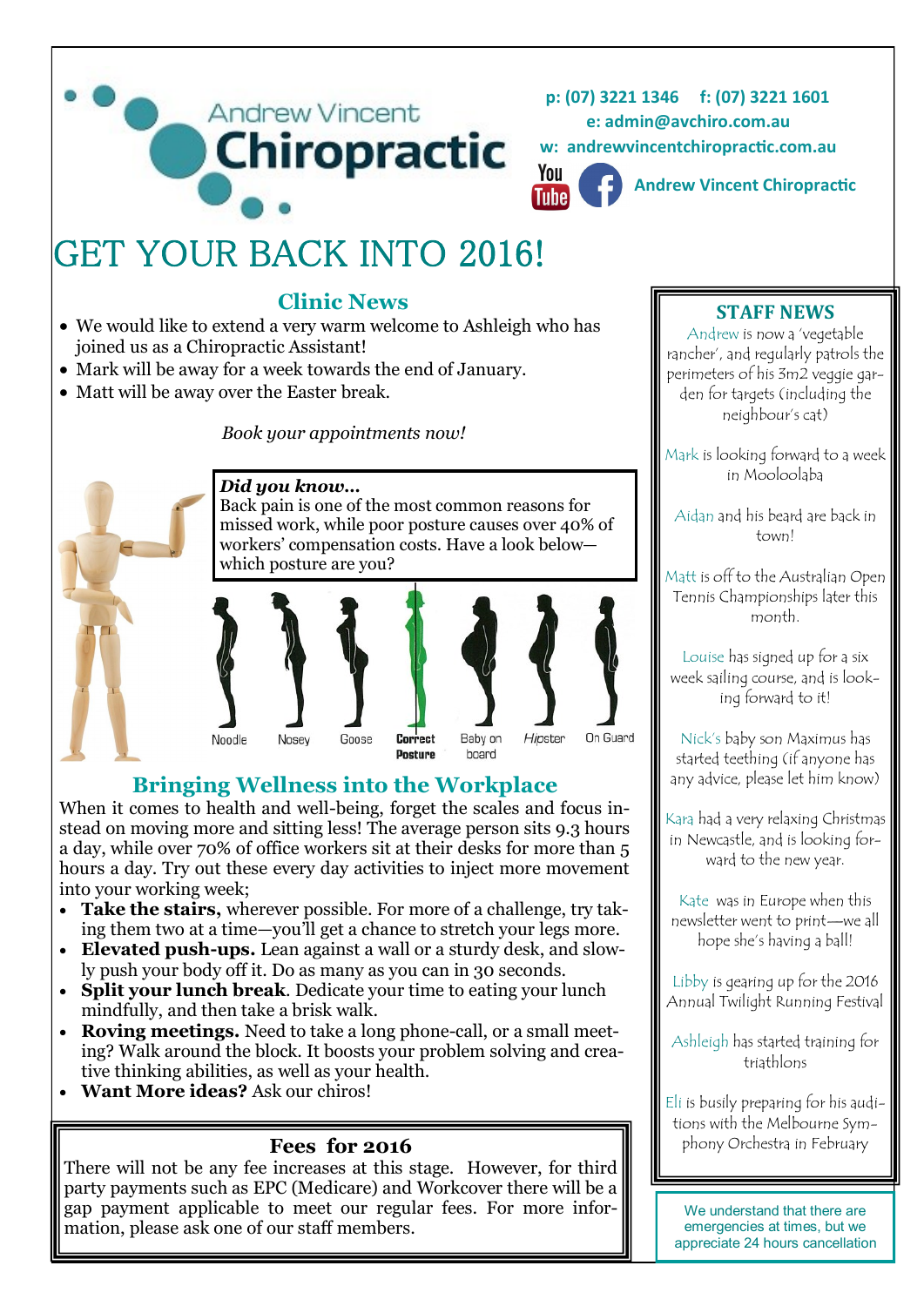Andrew Vincent Chiropractic

**p: (07) 3221 1346 f: (07) 3221 1601**
**e: admin@avchiro.com.au**
**w: andrewvincentchiropractic.com.au**
**Andrew Vincent Chiropractic**

# GET YOUR BACK INTO 2016!

## Clinic News

- We would like to extend a very warm welcome to Ashleigh who has joined us as a Chiropractic Assistant!
- Mark will be away for a week towards the end of January.
- Matt will be away over the Easter break.

*Book your appointments now!*

***Did you know…***
Back pain is one of the most common reasons for missed work, while poor posture causes over 40% of workers' compensation costs. Have a look below—which posture are you?

Noodle
Nosey
Goose
**Correct Posture**
Baby on board
*Hipster*
On Guard

## Bringing Wellness into the Workplace

When it comes to health and well-being, forget the scales and focus instead on moving more and sitting less! The average person sits 9.3 hours a day, while over 70% of office workers sit at their desks for more than 5 hours a day. Try out these every day activities to inject more movement into your working week;

- **Take the stairs,** wherever possible. For more of a challenge, try taking them two at a time—you'll get a chance to stretch your legs more.
- **Elevated push-ups.** Lean against a wall or a sturdy desk, and slowly push your body off it. Do as many as you can in 30 seconds.
- **Split your lunch break**. Dedicate your time to eating your lunch mindfully, and then take a brisk walk.
- **Roving meetings.** Need to take a long phone-call, or a small meeting? Walk around the block. It boosts your problem solving and creative thinking abilities, as well as your health.
- **Want More ideas?** Ask our chiros!

### Fees for 2016

There will not be any fee increases at this stage. However, for third party payments such as EPC (Medicare) and Workcover there will be a gap payment applicable to meet our regular fees. For more information, please ask one of our staff members.

## STAFF NEWS

Andrew is now a 'vegetable rancher', and regularly patrols the perimeters of his 3m2 veggie garden for targets (including the neighbour's cat)

Mark is looking forward to a week in Mooloolaba

Aidan and his beard are back in town!

Matt is off to the Australian Open Tennis Championships later this month.

Louise has signed up for a six week sailing course, and is looking forward to it!

Nick's baby son Maximus has started teething (if anyone has any advice, please let him know)

Kara had a very relaxing Christmas in Newcastle, and is looking forward to the new year.

Kate was in Europe when this newsletter went to print—we all hope she's having a ball!

Libby is gearing up for the 2016 Annual Twilight Running Festival

Ashleigh has started training for triathlons

Eli is busily preparing for his auditions with the Melbourne Symphony Orchestra in February

We understand that there are emergencies at times, but we appreciate 24 hours cancellation